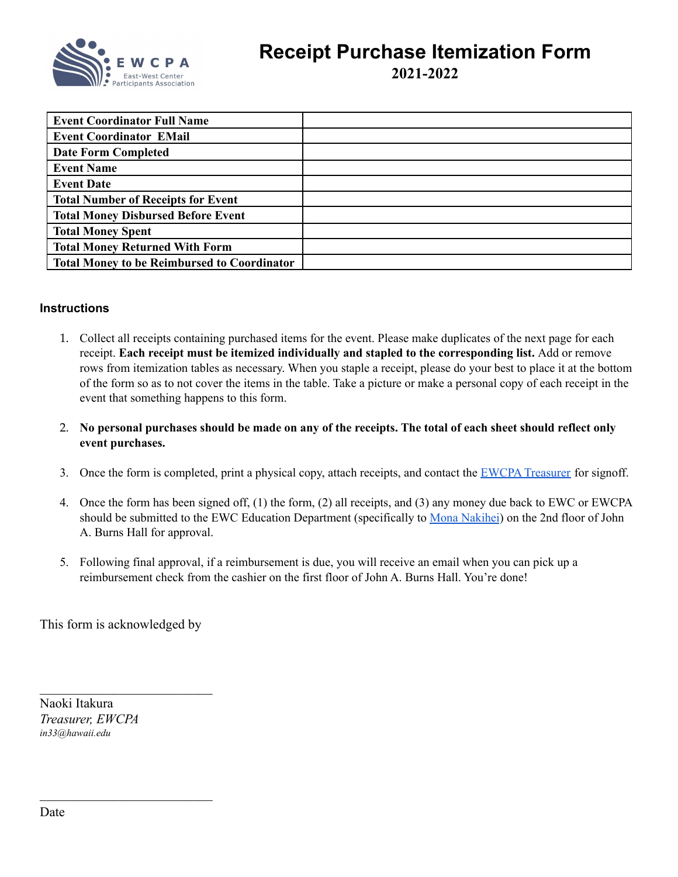# Receipt Purchase Itemization Form

**2021-2022**

| | |
|---|---|
| **Event Coordinator Full Name** | |
| **Event Coordinator EMail** | |
| **Date Form Completed** | |
| **Event Name** | |
| **Event Date** | |
| **Total Number of Receipts for Event** | |
| **Total Money Disbursed Before Event** | |
| **Total Money Spent** | |
| **Total Money Returned With Form** | |
| **Total Money to be Reimbursed to Coordinator** | |

### Instructions

1. Collect all receipts containing purchased items for the event. Please make duplicates of the next page for each receipt. **Each receipt must be itemized individually and stapled to the corresponding list.** Add or remove rows from itemization tables as necessary. When you staple a receipt, please do your best to place it at the bottom of the form so as to not cover the items in the table. Take a picture or make a personal copy of each receipt in the event that something happens to this form.

2. **No personal purchases should be made on any of the receipts. The total of each sheet should reflect only event purchases.**

3. Once the form is completed, print a physical copy, attach receipts, and contact the EWCPA Treasurer for signoff.

4. Once the form has been signed off, (1) the form, (2) all receipts, and (3) any money due back to EWC or EWCPA should be submitted to the EWC Education Department (specifically to Mona Nakihei) on the 2nd floor of John A. Burns Hall for approval.

5. Following final approval, if a reimbursement is due, you will receive an email when you can pick up a reimbursement check from the cashier on the first floor of John A. Burns Hall. You're done!

This form is acknowledged by

\_\_\_\_\_\_\_\_\_\_\_\_\_\_\_\_\_\_\_\_\_\_\_\_\_\_\_\_

Naoki Itakura
*Treasurer, EWCPA*
*in33@hawaii.edu*

\_\_\_\_\_\_\_\_\_\_\_\_\_\_\_\_\_\_\_\_\_\_\_\_\_\_\_\_

Date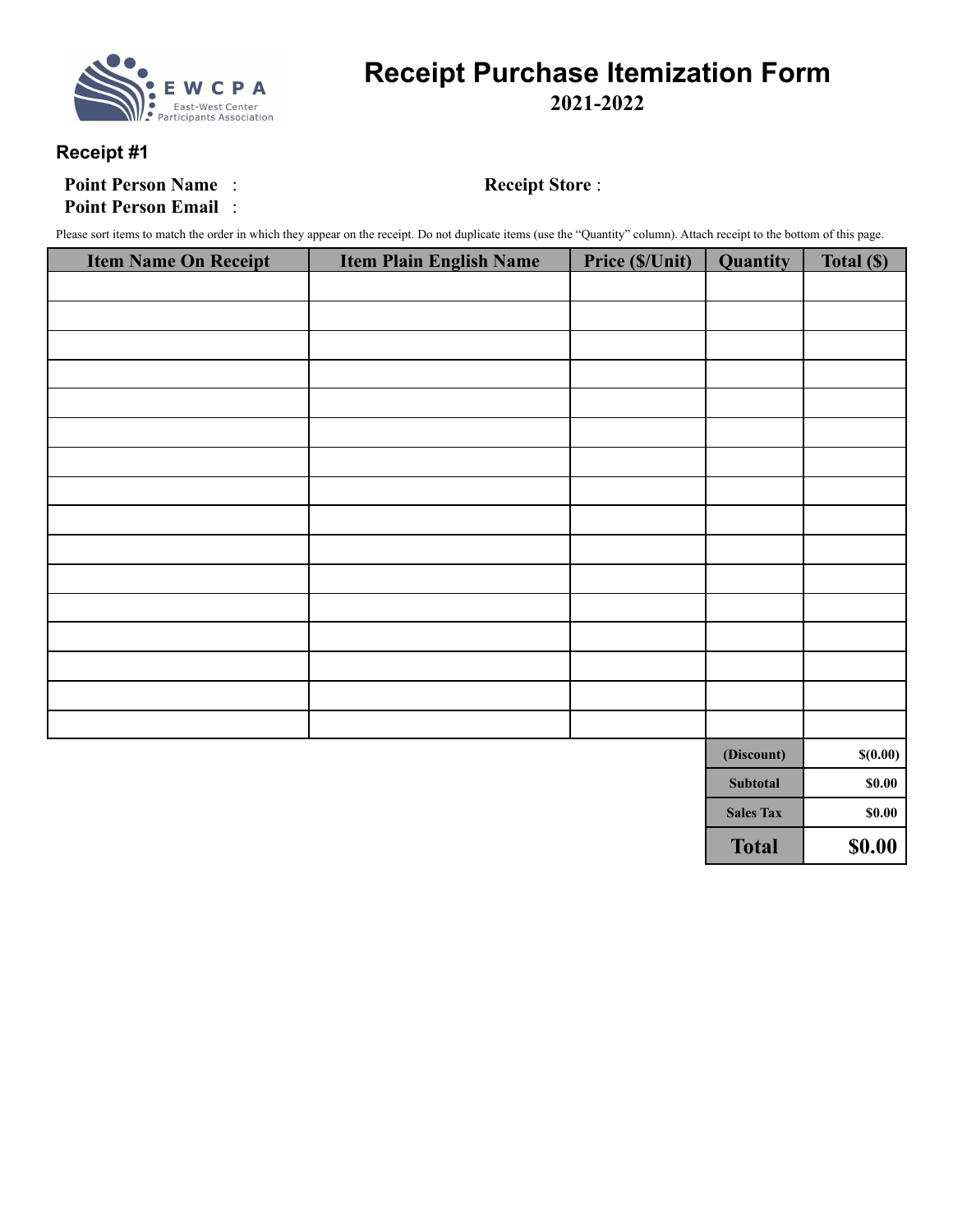EWCPA East-West Center Participants Association

# Receipt Purchase Itemization Form

**2021-2022**

## Receipt #1

**Point Person Name** :

**Point Person Email** :

**Receipt Store** :

Please sort items to match the order in which they appear on the receipt. Do not duplicate items (use the "Quantity" column). Attach receipt to the bottom of this page.

| Item Name On Receipt | Item Plain English Name | Price ($/Unit) | Quantity | Total ($) |
|---|---|---|---|---|
| | | | | |
| | | | | |
| | | | | |
| | | | | |
| | | | | |
| | | | | |
| | | | | |
| | | | | |
| | | | | |
| | | | | |
| | | | | |
| | | | | |
| | | | | |
| | | | | |
| | | | | |
| | | | | |
| | | | (Discount) | $(0.00) |
| | | | Subtotal | $0.00 |
| | | | Sales Tax | $0.00 |
| | | | **Total** | **$0.00** |